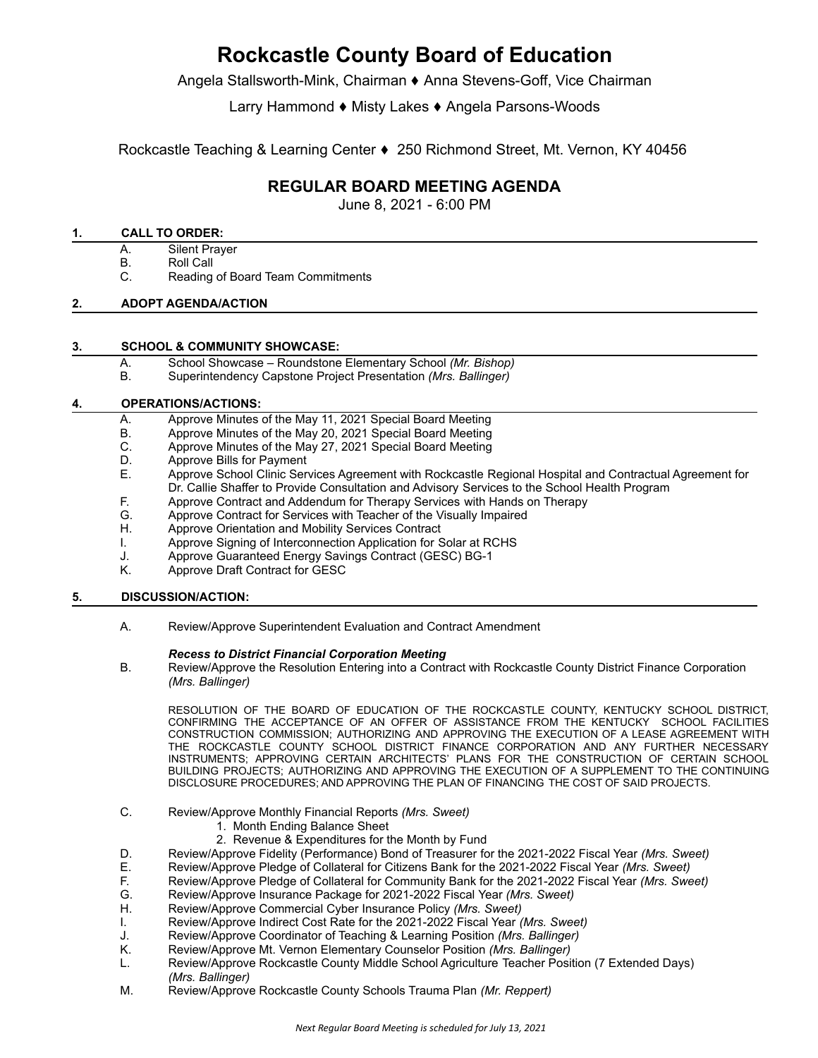# Rockcastle County Board of Education

Angela Stallsworth-Mink, Chairman ♦ Anna Stevens-Goff, Vice Chairman

Larry Hammond ♦ Misty Lakes ♦ Angela Parsons-Woods

Rockcastle Teaching & Learning Center ♦ 250 Richmond Street, Mt. Vernon, KY 40456

## REGULAR BOARD MEETING AGENDA

June 8, 2021 - 6:00 PM

### 1. CALL TO ORDER:

A. Silent Prayer
B. Roll Call
C. Reading of Board Team Commitments

### 2. ADOPT AGENDA/ACTION

### 3. SCHOOL & COMMUNITY SHOWCASE:

A. School Showcase – Roundstone Elementary School *(Mr. Bishop)*
B. Superintendency Capstone Project Presentation *(Mrs. Ballinger)*

### 4. OPERATIONS/ACTIONS:

A. Approve Minutes of the May 11, 2021 Special Board Meeting
B. Approve Minutes of the May 20, 2021 Special Board Meeting
C. Approve Minutes of the May 27, 2021 Special Board Meeting
D. Approve Bills for Payment
E. Approve School Clinic Services Agreement with Rockcastle Regional Hospital and Contractual Agreement for Dr. Callie Shaffer to Provide Consultation and Advisory Services to the School Health Program
F. Approve Contract and Addendum for Therapy Services with Hands on Therapy
G. Approve Contract for Services with Teacher of the Visually Impaired
H. Approve Orientation and Mobility Services Contract
I. Approve Signing of Interconnection Application for Solar at RCHS
J. Approve Guaranteed Energy Savings Contract (GESC) BG-1
K. Approve Draft Contract for GESC

### 5. DISCUSSION/ACTION:

A. Review/Approve Superintendent Evaluation and Contract Amendment

***Recess to District Financial Corporation Meeting***

B. Review/Approve the Resolution Entering into a Contract with Rockcastle County District Finance Corporation *(Mrs. Ballinger)*

RESOLUTION OF THE BOARD OF EDUCATION OF THE ROCKCASTLE COUNTY, KENTUCKY SCHOOL DISTRICT, CONFIRMING THE ACCEPTANCE OF AN OFFER OF ASSISTANCE FROM THE KENTUCKY SCHOOL FACILITIES CONSTRUCTION COMMISSION; AUTHORIZING AND APPROVING THE EXECUTION OF A LEASE AGREEMENT WITH THE ROCKCASTLE COUNTY SCHOOL DISTRICT FINANCE CORPORATION AND ANY FURTHER NECESSARY INSTRUMENTS; APPROVING CERTAIN ARCHITECTS' PLANS FOR THE CONSTRUCTION OF CERTAIN SCHOOL BUILDING PROJECTS; AUTHORIZING AND APPROVING THE EXECUTION OF A SUPPLEMENT TO THE CONTINUING DISCLOSURE PROCEDURES; AND APPROVING THE PLAN OF FINANCING THE COST OF SAID PROJECTS.

C. Review/Approve Monthly Financial Reports *(Mrs. Sweet)*
   1. Month Ending Balance Sheet
   2. Revenue & Expenditures for the Month by Fund
D. Review/Approve Fidelity (Performance) Bond of Treasurer for the 2021-2022 Fiscal Year *(Mrs. Sweet)*
E. Review/Approve Pledge of Collateral for Citizens Bank for the 2021-2022 Fiscal Year *(Mrs. Sweet)*
F. Review/Approve Pledge of Collateral for Community Bank for the 2021-2022 Fiscal Year *(Mrs. Sweet)*
G. Review/Approve Insurance Package for 2021-2022 Fiscal Year *(Mrs. Sweet)*
H. Review/Approve Commercial Cyber Insurance Policy *(Mrs. Sweet)*
I. Review/Approve Indirect Cost Rate for the 2021-2022 Fiscal Year *(Mrs. Sweet)*
J. Review/Approve Coordinator of Teaching & Learning Position *(Mrs. Ballinger)*
K. Review/Approve Mt. Vernon Elementary Counselor Position *(Mrs. Ballinger)*
L. Review/Approve Rockcastle County Middle School Agriculture Teacher Position (7 Extended Days) *(Mrs. Ballinger)*
M. Review/Approve Rockcastle County Schools Trauma Plan *(Mr. Reppert)*

*Next Regular Board Meeting is scheduled for July 13, 2021*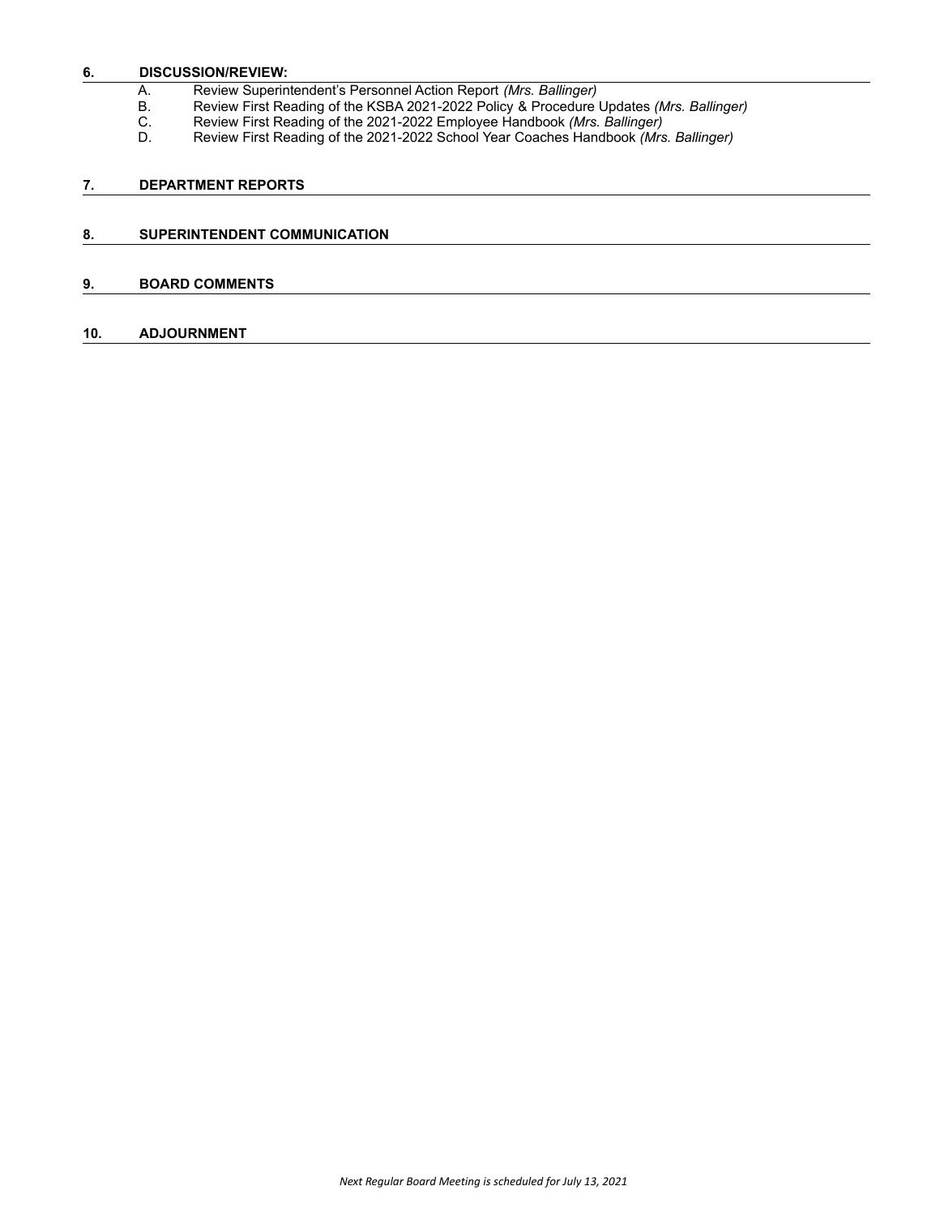## 6. DISCUSSION/REVIEW:

A. Review Superintendent's Personnel Action Report *(Mrs. Ballinger)*
B. Review First Reading of the KSBA 2021-2022 Policy & Procedure Updates *(Mrs. Ballinger)*
C. Review First Reading of the 2021-2022 Employee Handbook *(Mrs. Ballinger)*
D. Review First Reading of the 2021-2022 School Year Coaches Handbook *(Mrs. Ballinger)*

## 7. DEPARTMENT REPORTS

## 8. SUPERINTENDENT COMMUNICATION

## 9. BOARD COMMENTS

## 10. ADJOURNMENT

*Next Regular Board Meeting is scheduled for July 13, 2021*